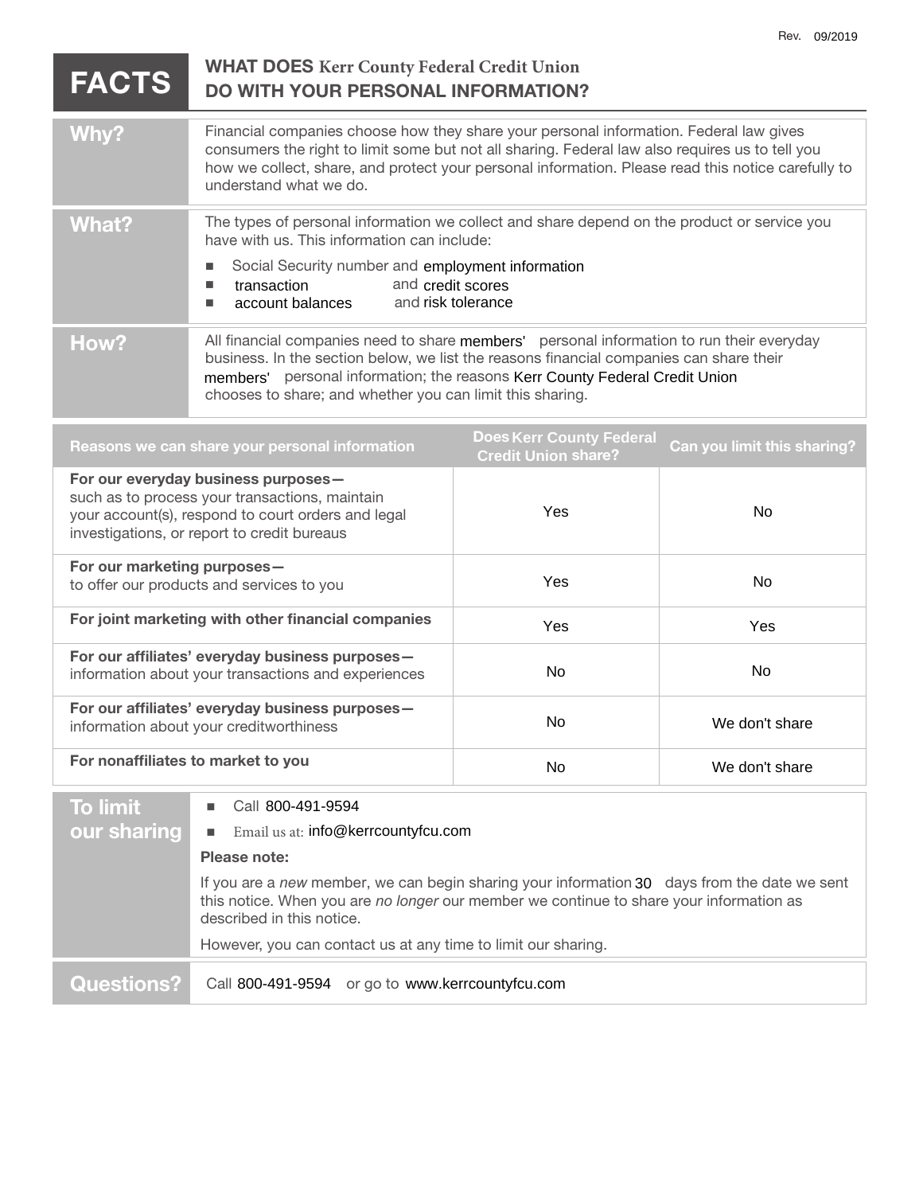Rev. 09/2019

# FACTS — WHAT DOES Kerr County Federal Credit Union DO WITH YOUR PERSONAL INFORMATION?

## Why?

Financial companies choose how they share your personal information. Federal law gives consumers the right to limit some but not all sharing. Federal law also requires us to tell you how we collect, share, and protect your personal information. Please read this notice carefully to understand what we do.

## What?

The types of personal information we collect and share depend on the product or service you have with us. This information can include:

- Social Security number and employment information
- transaction and credit scores
- account balances and risk tolerance

## How?

All financial companies need to share members' personal information to run their everyday business. In the section below, we list the reasons financial companies can share their members' personal information; the reasons Kerr County Federal Credit Union chooses to share; and whether you can limit this sharing.

| Reasons we can share your personal information | Does Kerr County Federal Credit Union share? | Can you limit this sharing? |
|---|---|---|
| **For our everyday business purposes—** such as to process your transactions, maintain your account(s), respond to court orders and legal investigations, or report to credit bureaus | Yes | No |
| **For our marketing purposes—** to offer our products and services to you | Yes | No |
| **For joint marketing with other financial companies** | Yes | Yes |
| **For our affiliates' everyday business purposes—** information about your transactions and experiences | No | No |
| **For our affiliates' everyday business purposes—** information about your creditworthiness | No | We don't share |
| **For nonaffiliates to market to you** | No | We don't share |

## To limit our sharing

- Call 800-491-9594
- Email us at: info@kerrcountyfcu.com

**Please note:**

If you are a *new* member, we can begin sharing your information 30 days from the date we sent this notice. When you are *no longer* our member we continue to share your information as described in this notice.

However, you can contact us at any time to limit our sharing.

## Questions?

Call 800-491-9594 or go to www.kerrcountyfcu.com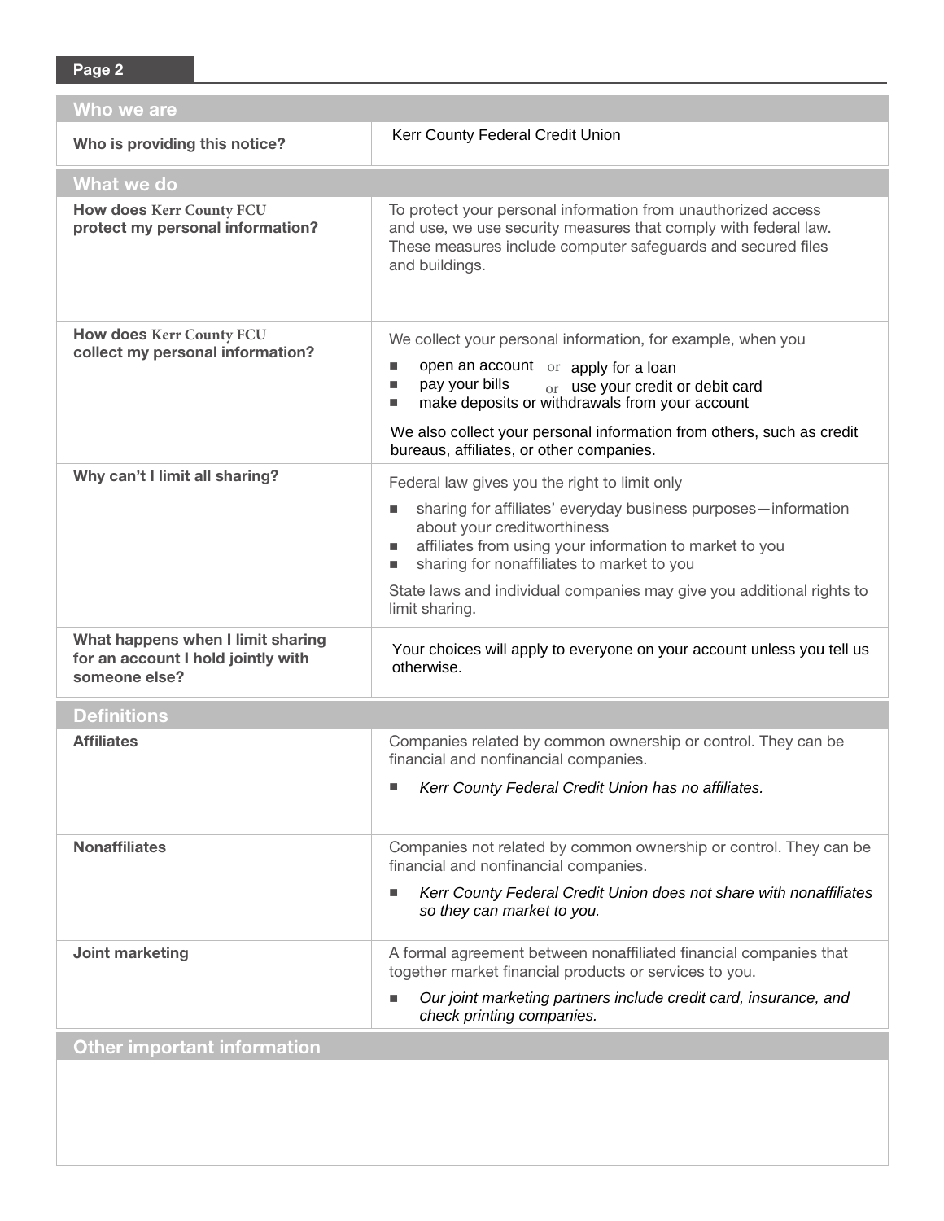| Who we are | |
| --- | --- |
| **Who is providing this notice?** | Kerr County Federal Credit Union |

| What we do | |
| --- | --- |
| **How does Kerr County FCU protect my personal information?** | To protect your personal information from unauthorized access and use, we use security measures that comply with federal law. These measures include computer safeguards and secured files and buildings. |
| **How does Kerr County FCU collect my personal information?** | We collect your personal information, for example, when you<br>■ open an account or apply for a loan<br>■ pay your bills or use your credit or debit card<br>■ make deposits or withdrawals from your account<br><br>We also collect your personal information from others, such as credit bureaus, affiliates, or other companies. |
| **Why can't I limit all sharing?** | Federal law gives you the right to limit only<br>■ sharing for affiliates' everyday business purposes—information about your creditworthiness<br>■ affiliates from using your information to market to you<br>■ sharing for nonaffiliates to market to you<br><br>State laws and individual companies may give you additional rights to limit sharing. |
| **What happens when I limit sharing for an account I hold jointly with someone else?** | Your choices will apply to everyone on your account unless you tell us otherwise. |

| Definitions | |
| --- | --- |
| **Affiliates** | Companies related by common ownership or control. They can be financial and nonfinancial companies.<br>■ *Kerr County Federal Credit Union has no affiliates.* |
| **Nonaffiliates** | Companies not related by common ownership or control. They can be financial and nonfinancial companies.<br>■ *Kerr County Federal Credit Union does not share with nonaffiliates so they can market to you.* |
| **Joint marketing** | A formal agreement between nonaffiliated financial companies that together market financial products or services to you.<br>■ *Our joint marketing partners include credit card, insurance, and check printing companies.* |

## Other important information